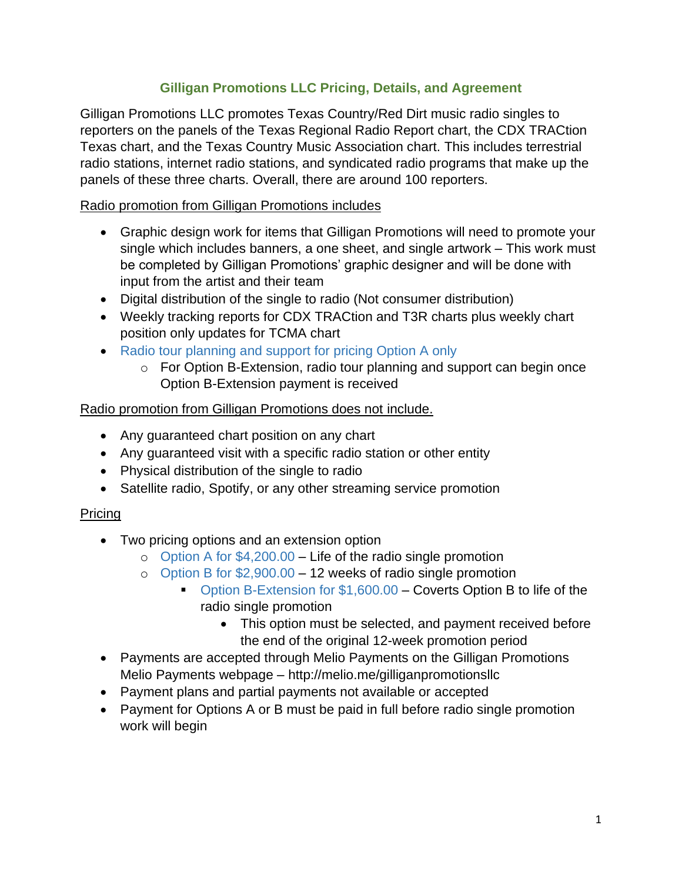# Gilligan Promotions LLC Pricing, Details, and Agreement

Gilligan Promotions LLC promotes Texas Country/Red Dirt music radio singles to reporters on the panels of the Texas Regional Radio Report chart, the CDX TRACtion Texas chart, and the Texas Country Music Association chart. This includes terrestrial radio stations, internet radio stations, and syndicated radio programs that make up the panels of these three charts. Overall, there are around 100 reporters.

<u>Radio promotion from Gilligan Promotions includes</u>

- Graphic design work for items that Gilligan Promotions will need to promote your single which includes banners, a one sheet, and single artwork – This work must be completed by Gilligan Promotions' graphic designer and will be done with input from the artist and their team
- Digital distribution of the single to radio (Not consumer distribution)
- Weekly tracking reports for CDX TRACtion and T3R charts plus weekly chart position only updates for TCMA chart
- Radio tour planning and support for pricing Option A only
  - For Option B-Extension, radio tour planning and support can begin once Option B-Extension payment is received

<u>Radio promotion from Gilligan Promotions does not include.</u>

- Any guaranteed chart position on any chart
- Any guaranteed visit with a specific radio station or other entity
- Physical distribution of the single to radio
- Satellite radio, Spotify, or any other streaming service promotion

<u>Pricing</u>

- Two pricing options and an extension option
  - Option A for $4,200.00 – Life of the radio single promotion
  - Option B for $2,900.00 – 12 weeks of radio single promotion
    - Option B-Extension for $1,600.00 – Coverts Option B to life of the radio single promotion
      - This option must be selected, and payment received before the end of the original 12-week promotion period
- Payments are accepted through Melio Payments on the Gilligan Promotions Melio Payments webpage – http://melio.me/gilliganpromotionsllc
- Payment plans and partial payments not available or accepted
- Payment for Options A or B must be paid in full before radio single promotion work will begin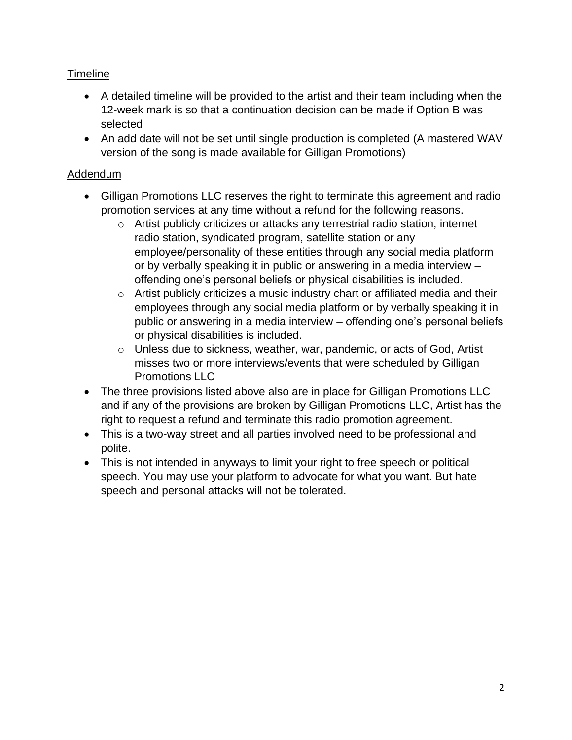<u>Timeline</u>

- A detailed timeline will be provided to the artist and their team including when the 12-week mark is so that a continuation decision can be made if Option B was selected
- An add date will not be set until single production is completed (A mastered WAV version of the song is made available for Gilligan Promotions)

<u>Addendum</u>

- Gilligan Promotions LLC reserves the right to terminate this agreement and radio promotion services at any time without a refund for the following reasons.
    - Artist publicly criticizes or attacks any terrestrial radio station, internet radio station, syndicated program, satellite station or any employee/personality of these entities through any social media platform or by verbally speaking it in public or answering in a media interview – offending one's personal beliefs or physical disabilities is included.
    - Artist publicly criticizes a music industry chart or affiliated media and their employees through any social media platform or by verbally speaking it in public or answering in a media interview – offending one's personal beliefs or physical disabilities is included.
    - Unless due to sickness, weather, war, pandemic, or acts of God, Artist misses two or more interviews/events that were scheduled by Gilligan Promotions LLC
- The three provisions listed above also are in place for Gilligan Promotions LLC and if any of the provisions are broken by Gilligan Promotions LLC, Artist has the right to request a refund and terminate this radio promotion agreement.
- This is a two-way street and all parties involved need to be professional and polite.
- This is not intended in anyways to limit your right to free speech or political speech. You may use your platform to advocate for what you want. But hate speech and personal attacks will not be tolerated.